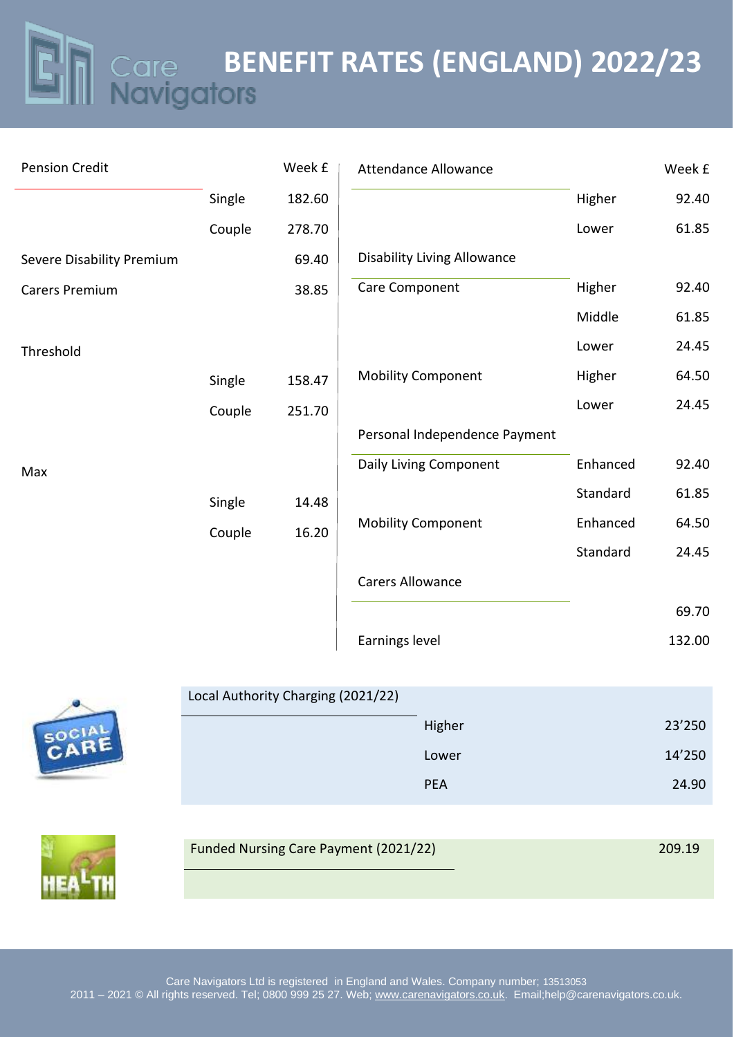# BENEFIT RATES (ENGLAND) 2022/23

| Pension Credit | | Week £ |
|---|---|---|
| | Single | 182.60 |
| | Couple | 278.70 |
| Severe Disability Premium | | 69.40 |
| Carers Premium | | 38.85 |
| Threshold | | |
| | Single | 158.47 |
| | Couple | 251.70 |
| Max | | |
| | Single | 14.48 |
| | Couple | 16.20 |

| Attendance Allowance | | Week £ |
|---|---|---|
| | Higher | 92.40 |
| | Lower | 61.85 |
| Disability Living Allowance | | |
| Care Component | Higher | 92.40 |
| | Middle | 61.85 |
| | Lower | 24.45 |
| Mobility Component | Higher | 64.50 |
| | Lower | 24.45 |
| Personal Independence Payment | | |
| Daily Living Component | Enhanced | 92.40 |
| | Standard | 61.85 |
| Mobility Component | Enhanced | 64.50 |
| | Standard | 24.45 |
| Carers Allowance | | |
| | | 69.70 |
| Earnings level | | 132.00 |

| Local Authority Charging (2021/22) | | |
|---|---|---|
| | Higher | 23'250 |
| | Lower | 14'250 |
| | PEA | 24.90 |

| Funded Nursing Care Payment (2021/22) | 209.19 |
|---|---|

Care Navigators Ltd is registered in England and Wales. Company number; 13513053
2011 – 2021 © All rights reserved. Tel; 0800 999 25 27. Web; www.carenavigators.co.uk. Email;help@carenavigators.co.uk.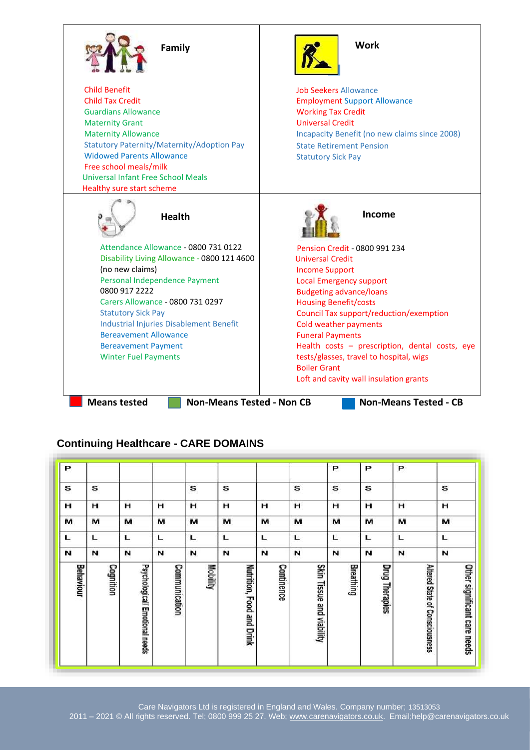## Family

- Child Benefit
- Child Tax Credit
- Guardians Allowance
- Maternity Grant
- Maternity Allowance
- Statutory Paternity/Maternity/Adoption Pay
- Widowed Parents Allowance
- Free school meals/milk
- Universal Infant Free School Meals
- Healthy sure start scheme

## Work

- Job Seekers Allowance
- Employment Support Allowance
- Working Tax Credit
- Universal Credit
- Incapacity Benefit (no new claims since 2008)
- State Retirement Pension
- Statutory Sick Pay

## Health

- Attendance Allowance - 0800 731 0122
- Disability Living Allowance - 0800 121 4600 (no new claims)
- Personal Independence Payment 0800 917 2222
- Carers Allowance - 0800 731 0297
- Statutory Sick Pay
- Industrial Injuries Disablement Benefit
- Bereavement Allowance
- Bereavement Payment
- Winter Fuel Payments

## Income

- Pension Credit - 0800 991 234
- Universal Credit
- Income Support
- Local Emergency support
- Budgeting advance/loans
- Housing Benefit/costs
- Council Tax support/reduction/exemption
- Cold weather payments
- Funeral Payments
- Health costs – prescription, dental costs, eye tests/glasses, travel to hospital, wigs
- Boiler Grant
- Loft and cavity wall insulation grants

**Means tested** | **Non-Means Tested - Non CB** | **Non-Means Tested - CB**

### Continuing Healthcare - CARE DOMAINS

| Behaviour | Cognition | Psychological/ Emotional needs | Communication | Mobility | Nutrition, Food and Drink | Continence | Skin Tissue and viability | Breathing | Drug Therapies | Altered State of Consciousness | Other significant care needs |
|---|---|---|---|---|---|---|---|---|---|---|---|
| P | | | | | | | | P | P | P | |
| S | S | | | S | S | | S | S | S | | S |
| H | H | H | H | H | H | H | H | H | H | H | H |
| M | M | M | M | M | M | M | M | M | M | M | M |
| L | L | L | L | L | L | L | L | L | L | L | L |
| N | N | N | N | N | N | N | N | N | N | N | N |